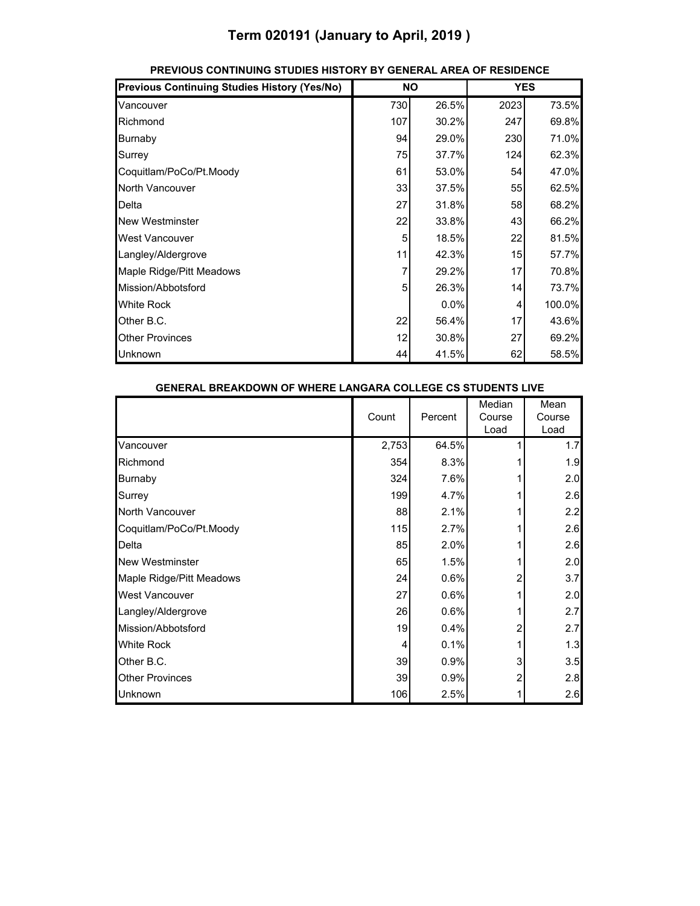# Term 020191 (January to April, 2019 )

**PREVIOUS CONTINUING STUDIES HISTORY BY GENERAL AREA OF RESIDENCE**

| Previous Continuing Studies History (Yes/No) | NO | | YES | |
|---|---|---|---|---|
| Vancouver | 730 | 26.5% | 2023 | 73.5% |
| Richmond | 107 | 30.2% | 247 | 69.8% |
| Burnaby | 94 | 29.0% | 230 | 71.0% |
| Surrey | 75 | 37.7% | 124 | 62.3% |
| Coquitlam/PoCo/Pt.Moody | 61 | 53.0% | 54 | 47.0% |
| North Vancouver | 33 | 37.5% | 55 | 62.5% |
| Delta | 27 | 31.8% | 58 | 68.2% |
| New Westminster | 22 | 33.8% | 43 | 66.2% |
| West Vancouver | 5 | 18.5% | 22 | 81.5% |
| Langley/Aldergrove | 11 | 42.3% | 15 | 57.7% |
| Maple Ridge/Pitt Meadows | 7 | 29.2% | 17 | 70.8% |
| Mission/Abbotsford | 5 | 26.3% | 14 | 73.7% |
| White Rock | | 0.0% | 4 | 100.0% |
| Other B.C. | 22 | 56.4% | 17 | 43.6% |
| Other Provinces | 12 | 30.8% | 27 | 69.2% |
| Unknown | 44 | 41.5% | 62 | 58.5% |

**GENERAL BREAKDOWN OF WHERE LANGARA COLLEGE CS STUDENTS LIVE**

| | Count | Percent | Median Course Load | Mean Course Load |
|---|---|---|---|---|
| Vancouver | 2,753 | 64.5% | 1 | 1.7 |
| Richmond | 354 | 8.3% | 1 | 1.9 |
| Burnaby | 324 | 7.6% | 1 | 2.0 |
| Surrey | 199 | 4.7% | 1 | 2.6 |
| North Vancouver | 88 | 2.1% | 1 | 2.2 |
| Coquitlam/PoCo/Pt.Moody | 115 | 2.7% | 1 | 2.6 |
| Delta | 85 | 2.0% | 1 | 2.6 |
| New Westminster | 65 | 1.5% | 1 | 2.0 |
| Maple Ridge/Pitt Meadows | 24 | 0.6% | 2 | 3.7 |
| West Vancouver | 27 | 0.6% | 1 | 2.0 |
| Langley/Aldergrove | 26 | 0.6% | 1 | 2.7 |
| Mission/Abbotsford | 19 | 0.4% | 2 | 2.7 |
| White Rock | 4 | 0.1% | 1 | 1.3 |
| Other B.C. | 39 | 0.9% | 3 | 3.5 |
| Other Provinces | 39 | 0.9% | 2 | 2.8 |
| Unknown | 106 | 2.5% | 1 | 2.6 |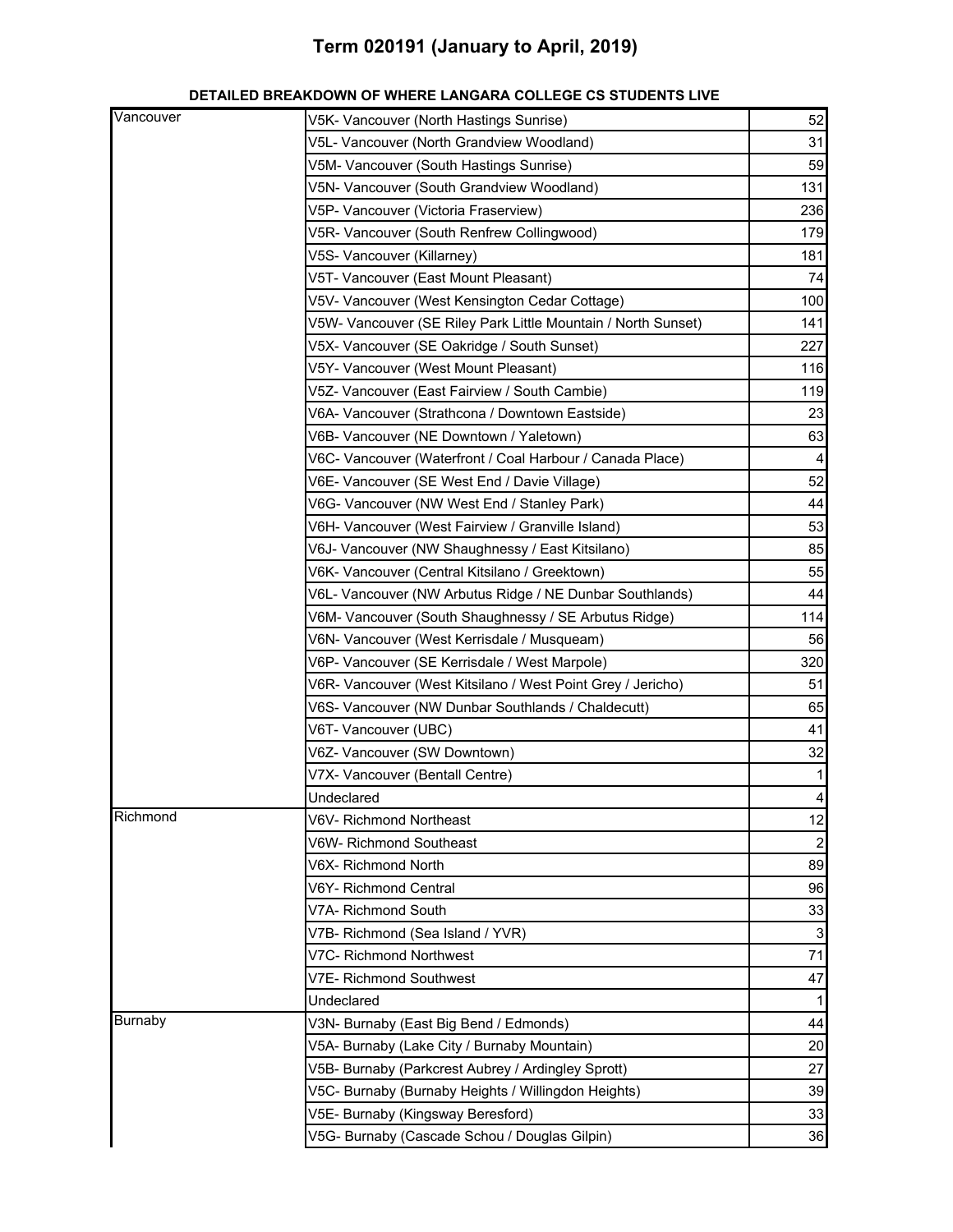# Term 020191 (January to April, 2019)

**DETAILED BREAKDOWN OF WHERE LANGARA COLLEGE CS STUDENTS LIVE**

| | | |
|---|---|---|
| Vancouver | V5K- Vancouver (North Hastings Sunrise) | 52 |
| | V5L- Vancouver (North Grandview Woodland) | 31 |
| | V5M- Vancouver (South Hastings Sunrise) | 59 |
| | V5N- Vancouver (South Grandview Woodland) | 131 |
| | V5P- Vancouver (Victoria Fraserview) | 236 |
| | V5R- Vancouver (South Renfrew Collingwood) | 179 |
| | V5S- Vancouver (Killarney) | 181 |
| | V5T- Vancouver (East Mount Pleasant) | 74 |
| | V5V- Vancouver (West Kensington Cedar Cottage) | 100 |
| | V5W- Vancouver (SE Riley Park Little Mountain / North Sunset) | 141 |
| | V5X- Vancouver (SE Oakridge / South Sunset) | 227 |
| | V5Y- Vancouver (West Mount Pleasant) | 116 |
| | V5Z- Vancouver (East Fairview / South Cambie) | 119 |
| | V6A- Vancouver (Strathcona / Downtown Eastside) | 23 |
| | V6B- Vancouver (NE Downtown / Yaletown) | 63 |
| | V6C- Vancouver (Waterfront / Coal Harbour / Canada Place) | 4 |
| | V6E- Vancouver (SE West End / Davie Village) | 52 |
| | V6G- Vancouver (NW West End / Stanley Park) | 44 |
| | V6H- Vancouver (West Fairview / Granville Island) | 53 |
| | V6J- Vancouver (NW Shaughnessy / East Kitsilano) | 85 |
| | V6K- Vancouver (Central Kitsilano / Greektown) | 55 |
| | V6L- Vancouver (NW Arbutus Ridge / NE Dunbar Southlands) | 44 |
| | V6M- Vancouver (South Shaughnessy / SE Arbutus Ridge) | 114 |
| | V6N- Vancouver (West Kerrisdale / Musqueam) | 56 |
| | V6P- Vancouver (SE Kerrisdale / West Marpole) | 320 |
| | V6R- Vancouver (West Kitsilano / West Point Grey / Jericho) | 51 |
| | V6S- Vancouver (NW Dunbar Southlands / Chaldecutt) | 65 |
| | V6T- Vancouver (UBC) | 41 |
| | V6Z- Vancouver (SW Downtown) | 32 |
| | V7X- Vancouver (Bentall Centre) | 1 |
| | Undeclared | 4 |
| Richmond | V6V- Richmond Northeast | 12 |
| | V6W- Richmond Southeast | 2 |
| | V6X- Richmond North | 89 |
| | V6Y- Richmond Central | 96 |
| | V7A- Richmond South | 33 |
| | V7B- Richmond (Sea Island / YVR) | 3 |
| | V7C- Richmond Northwest | 71 |
| | V7E- Richmond Southwest | 47 |
| | Undeclared | 1 |
| Burnaby | V3N- Burnaby (East Big Bend / Edmonds) | 44 |
| | V5A- Burnaby (Lake City / Burnaby Mountain) | 20 |
| | V5B- Burnaby (Parkcrest Aubrey / Ardingley Sprott) | 27 |
| | V5C- Burnaby (Burnaby Heights / Willingdon Heights) | 39 |
| | V5E- Burnaby (Kingsway Beresford) | 33 |
| | V5G- Burnaby (Cascade Schou / Douglas Gilpin) | 36 |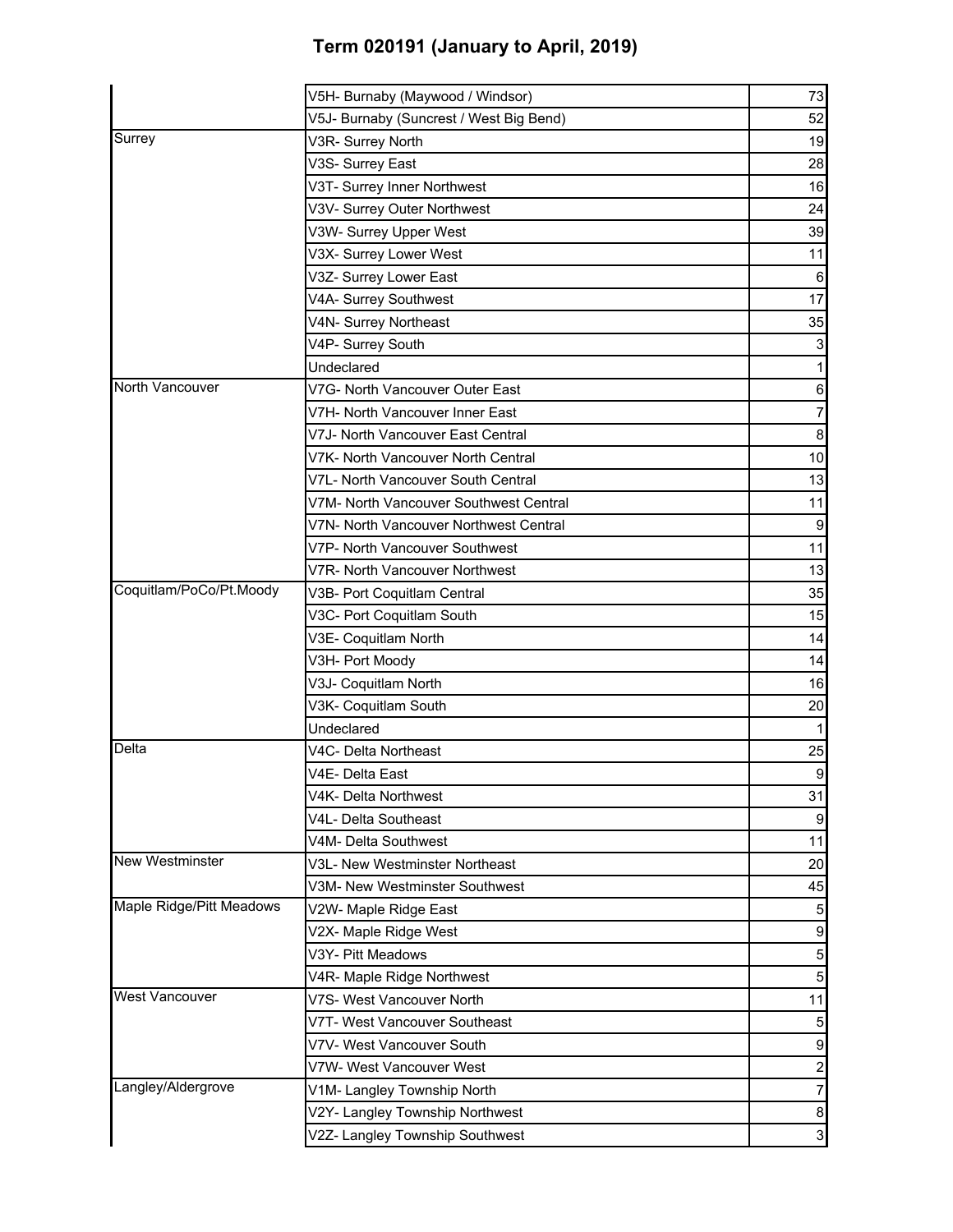# Term 020191 (January to April, 2019)

| | | |
|---|---|---|
| | V5H- Burnaby (Maywood / Windsor) | 73 |
| | V5J- Burnaby (Suncrest / West Big Bend) | 52 |
| Surrey | V3R- Surrey North | 19 |
| | V3S- Surrey East | 28 |
| | V3T- Surrey Inner Northwest | 16 |
| | V3V- Surrey Outer Northwest | 24 |
| | V3W- Surrey Upper West | 39 |
| | V3X- Surrey Lower West | 11 |
| | V3Z- Surrey Lower East | 6 |
| | V4A- Surrey Southwest | 17 |
| | V4N- Surrey Northeast | 35 |
| | V4P- Surrey South | 3 |
| | Undeclared | 1 |
| North Vancouver | V7G- North Vancouver Outer East | 6 |
| | V7H- North Vancouver Inner East | 7 |
| | V7J- North Vancouver East Central | 8 |
| | V7K- North Vancouver North Central | 10 |
| | V7L- North Vancouver South Central | 13 |
| | V7M- North Vancouver Southwest Central | 11 |
| | V7N- North Vancouver Northwest Central | 9 |
| | V7P- North Vancouver Southwest | 11 |
| | V7R- North Vancouver Northwest | 13 |
| Coquitlam/PoCo/Pt.Moody | V3B- Port Coquitlam Central | 35 |
| | V3C- Port Coquitlam South | 15 |
| | V3E- Coquitlam North | 14 |
| | V3H- Port Moody | 14 |
| | V3J- Coquitlam North | 16 |
| | V3K- Coquitlam South | 20 |
| | Undeclared | 1 |
| Delta | V4C- Delta Northeast | 25 |
| | V4E- Delta East | 9 |
| | V4K- Delta Northwest | 31 |
| | V4L- Delta Southeast | 9 |
| | V4M- Delta Southwest | 11 |
| New Westminster | V3L- New Westminster Northeast | 20 |
| | V3M- New Westminster Southwest | 45 |
| Maple Ridge/Pitt Meadows | V2W- Maple Ridge East | 5 |
| | V2X- Maple Ridge West | 9 |
| | V3Y- Pitt Meadows | 5 |
| | V4R- Maple Ridge Northwest | 5 |
| West Vancouver | V7S- West Vancouver North | 11 |
| | V7T- West Vancouver Southeast | 5 |
| | V7V- West Vancouver South | 9 |
| | V7W- West Vancouver West | 2 |
| Langley/Aldergrove | V1M- Langley Township North | 7 |
| | V2Y- Langley Township Northwest | 8 |
| | V2Z- Langley Township Southwest | 3 |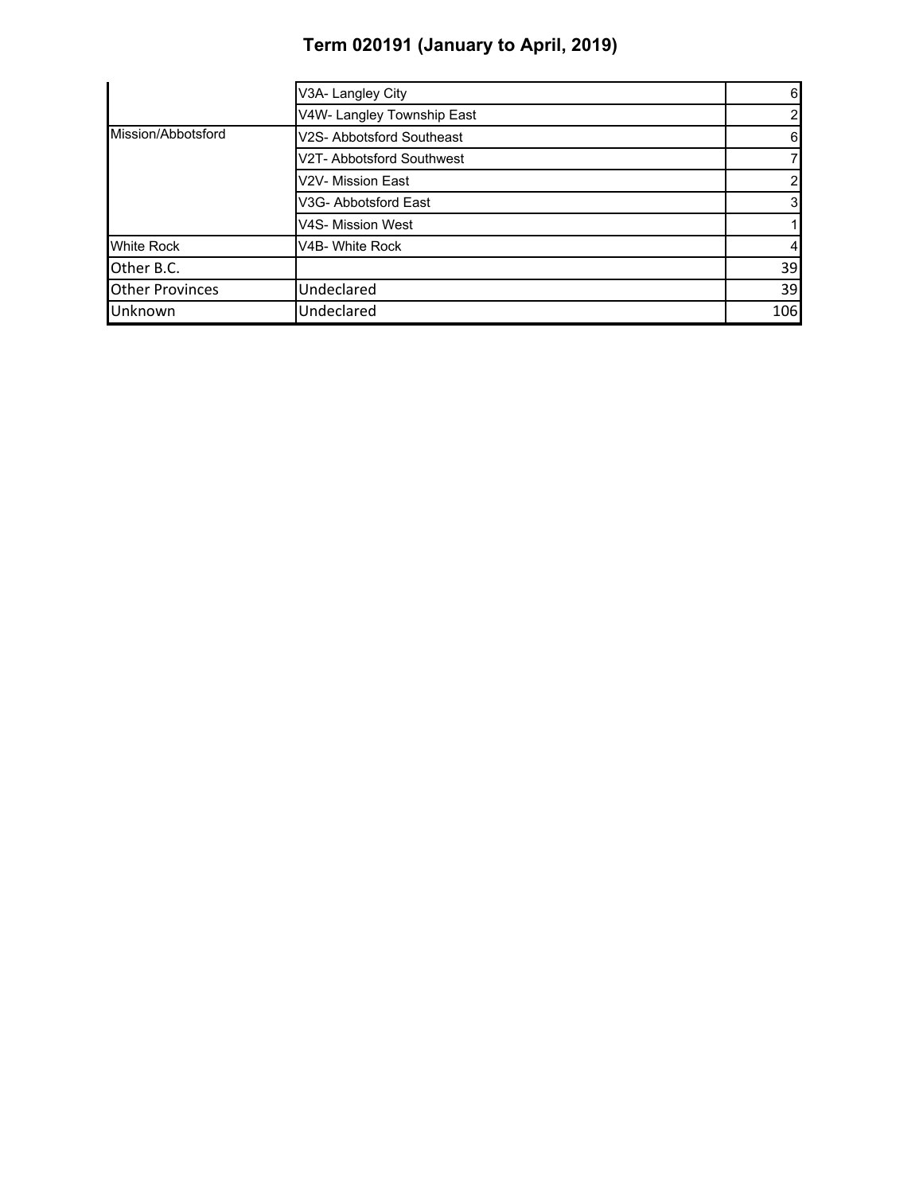# Term 020191 (January to April, 2019)

| | | |
|---|---|---|
| | V3A- Langley City | 6 |
| | V4W- Langley Township East | 2 |
| Mission/Abbotsford | V2S- Abbotsford Southeast | 6 |
| | V2T- Abbotsford Southwest | 7 |
| | V2V- Mission East | 2 |
| | V3G- Abbotsford East | 3 |
| | V4S- Mission West | 1 |
| White Rock | V4B- White Rock | 4 |
| Other B.C. | | 39 |
| Other Provinces | Undeclared | 39 |
| Unknown | Undeclared | 106 |